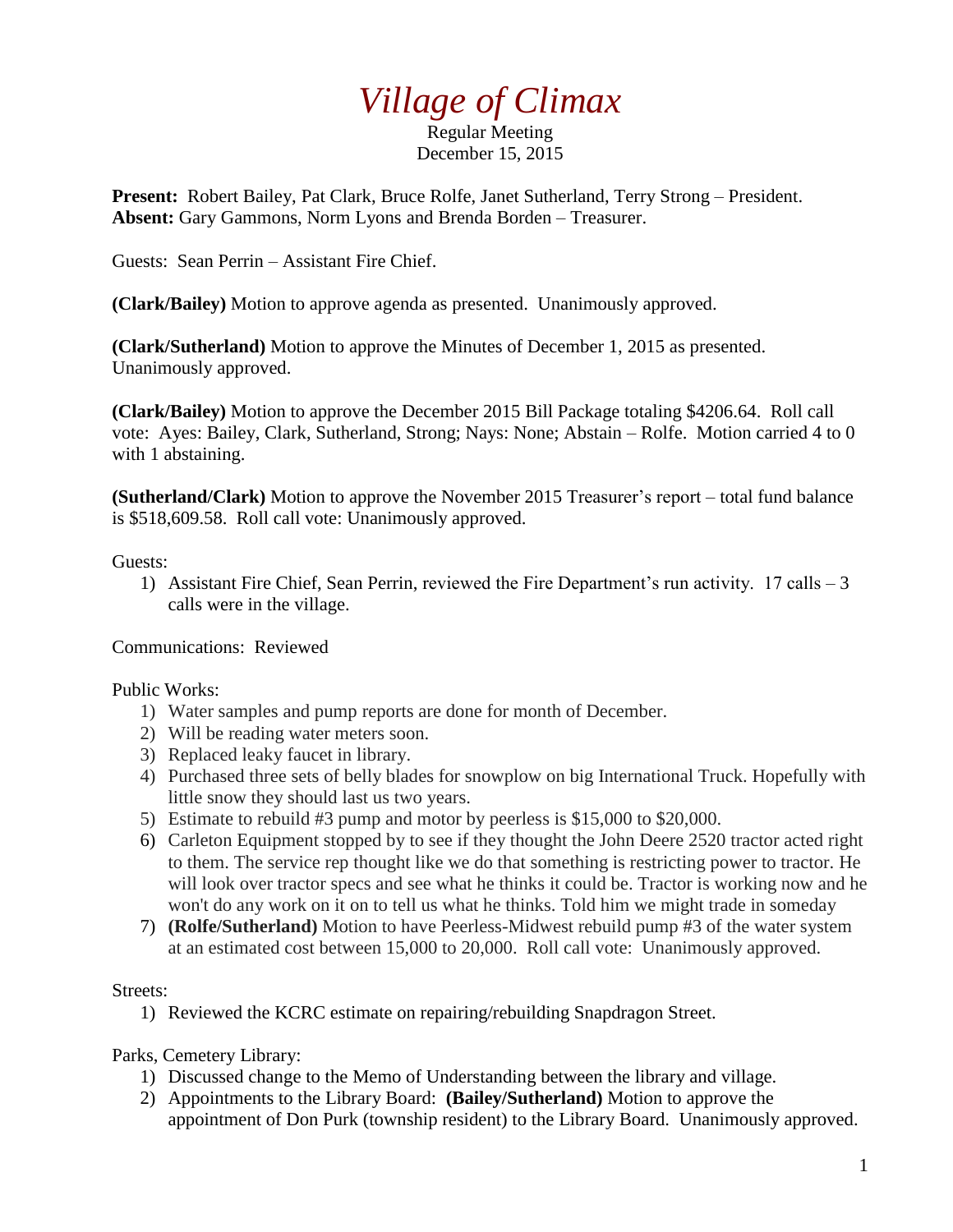# *Village of Climax*

Regular Meeting
December 15, 2015

**Present:** Robert Bailey, Pat Clark, Bruce Rolfe, Janet Sutherland, Terry Strong – President.
**Absent:** Gary Gammons, Norm Lyons and Brenda Borden – Treasurer.

Guests: Sean Perrin – Assistant Fire Chief.

**(Clark/Bailey)** Motion to approve agenda as presented. Unanimously approved.

**(Clark/Sutherland)** Motion to approve the Minutes of December 1, 2015 as presented. Unanimously approved.

**(Clark/Bailey)** Motion to approve the December 2015 Bill Package totaling $4206.64. Roll call vote: Ayes: Bailey, Clark, Sutherland, Strong; Nays: None; Abstain – Rolfe. Motion carried 4 to 0 with 1 abstaining.

**(Sutherland/Clark)** Motion to approve the November 2015 Treasurer's report – total fund balance is $518,609.58. Roll call vote: Unanimously approved.

Guests:

1) Assistant Fire Chief, Sean Perrin, reviewed the Fire Department's run activity. 17 calls – 3 calls were in the village.

Communications: Reviewed

Public Works:

1) Water samples and pump reports are done for month of December.
2) Will be reading water meters soon.
3) Replaced leaky faucet in library.
4) Purchased three sets of belly blades for snowplow on big International Truck. Hopefully with little snow they should last us two years.
5) Estimate to rebuild #3 pump and motor by peerless is $15,000 to $20,000.
6) Carleton Equipment stopped by to see if they thought the John Deere 2520 tractor acted right to them. The service rep thought like we do that something is restricting power to tractor. He will look over tractor specs and see what he thinks it could be. Tractor is working now and he won't do any work on it on to tell us what he thinks. Told him we might trade in someday
7) **(Rolfe/Sutherland)** Motion to have Peerless-Midwest rebuild pump #3 of the water system at an estimated cost between 15,000 to 20,000. Roll call vote: Unanimously approved.

Streets:

1) Reviewed the KCRC estimate on repairing/rebuilding Snapdragon Street.

Parks, Cemetery Library:

1) Discussed change to the Memo of Understanding between the library and village.
2) Appointments to the Library Board: **(Bailey/Sutherland)** Motion to approve the appointment of Don Purk (township resident) to the Library Board. Unanimously approved.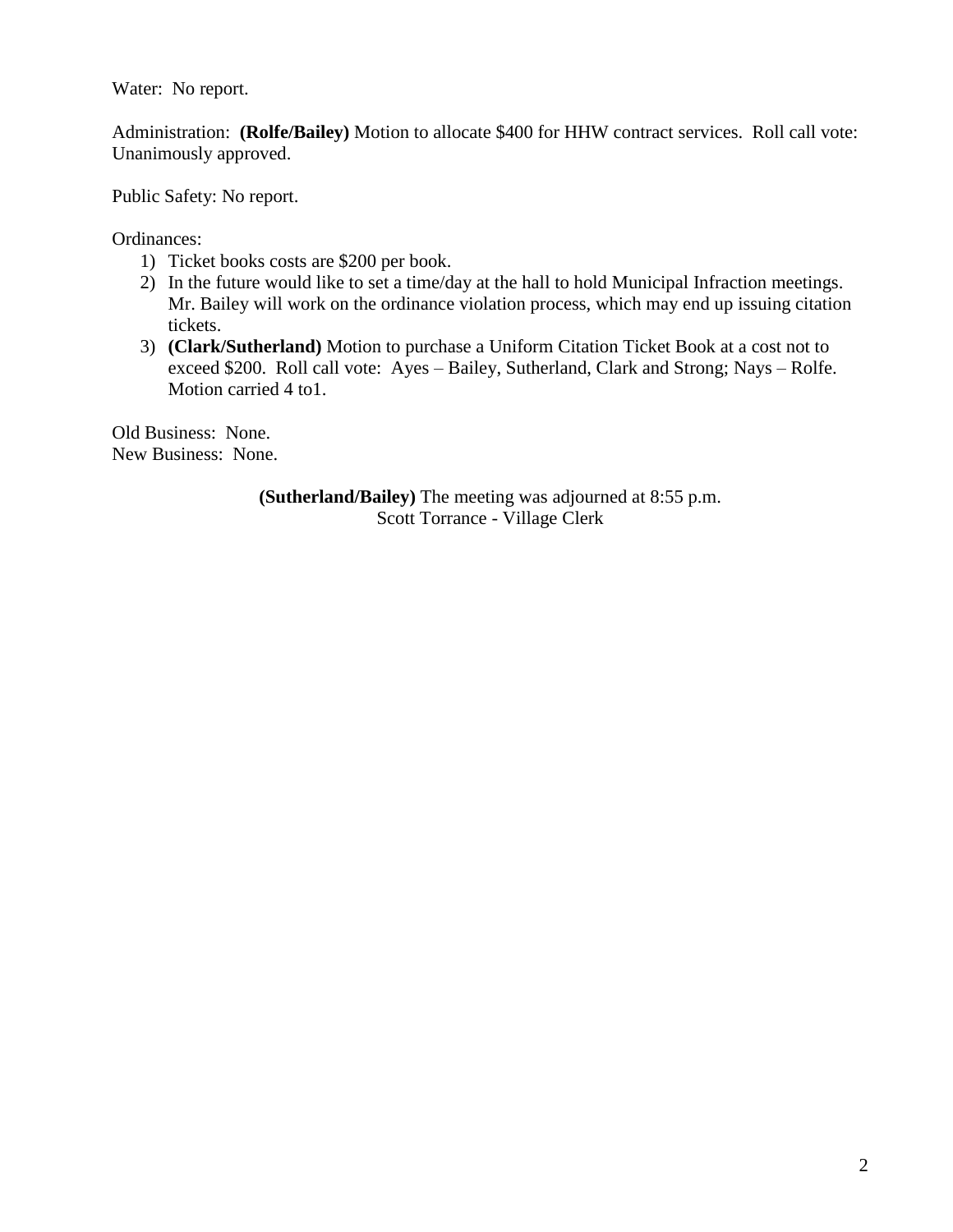Water:  No report.

Administration:  **(Rolfe/Bailey)** Motion to allocate $400 for HHW contract services.  Roll call vote: Unanimously approved.

Public Safety: No report.

Ordinances:

1) Ticket books costs are $200 per book.
2) In the future would like to set a time/day at the hall to hold Municipal Infraction meetings. Mr. Bailey will work on the ordinance violation process, which may end up issuing citation tickets.
3) **(Clark/Sutherland)** Motion to purchase a Uniform Citation Ticket Book at a cost not to exceed $200.  Roll call vote:  Ayes – Bailey, Sutherland, Clark and Strong; Nays – Rolfe. Motion carried 4 to1.

Old Business:  None.
New Business:  None.

**(Sutherland/Bailey)** The meeting was adjourned at 8:55 p.m.
Scott Torrance - Village Clerk